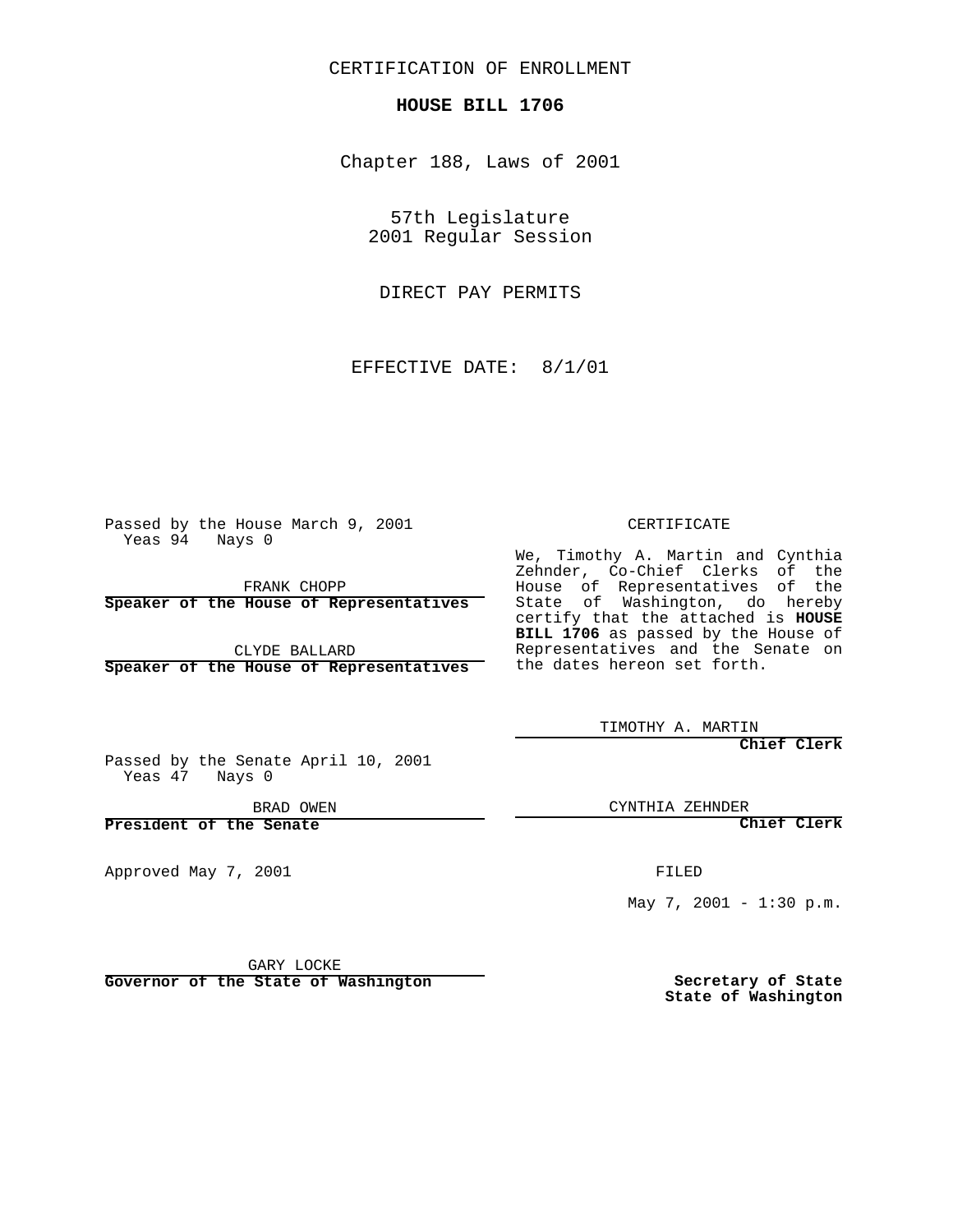CERTIFICATION OF ENROLLMENT

**HOUSE BILL 1706**

Chapter 188, Laws of 2001

57th Legislature
2001 Regular Session

DIRECT PAY PERMITS

EFFECTIVE DATE: 8/1/01

Passed by the House March 9, 2001
Yeas 94 Nays 0

FRANK CHOPP
**Speaker of the House of Representatives**

CLYDE BALLARD
**Speaker of the House of Representatives**

Passed by the Senate April 10, 2001
Yeas 47 Nays 0

BRAD OWEN
**President of the Senate**

Approved May 7, 2001

GARY LOCKE
**Governor of the State of Washington**

CERTIFICATE

We, Timothy A. Martin and Cynthia Zehnder, Co-Chief Clerks of the House of Representatives of the State of Washington, do hereby certify that the attached is **HOUSE BILL 1706** as passed by the House of Representatives and the Senate on the dates hereon set forth.

TIMOTHY A. MARTIN
**Chief Clerk**

CYNTHIA ZEHNDER
**Chief Clerk**

FILED

May 7, 2001 - 1:30 p.m.

**Secretary of State**
**State of Washington**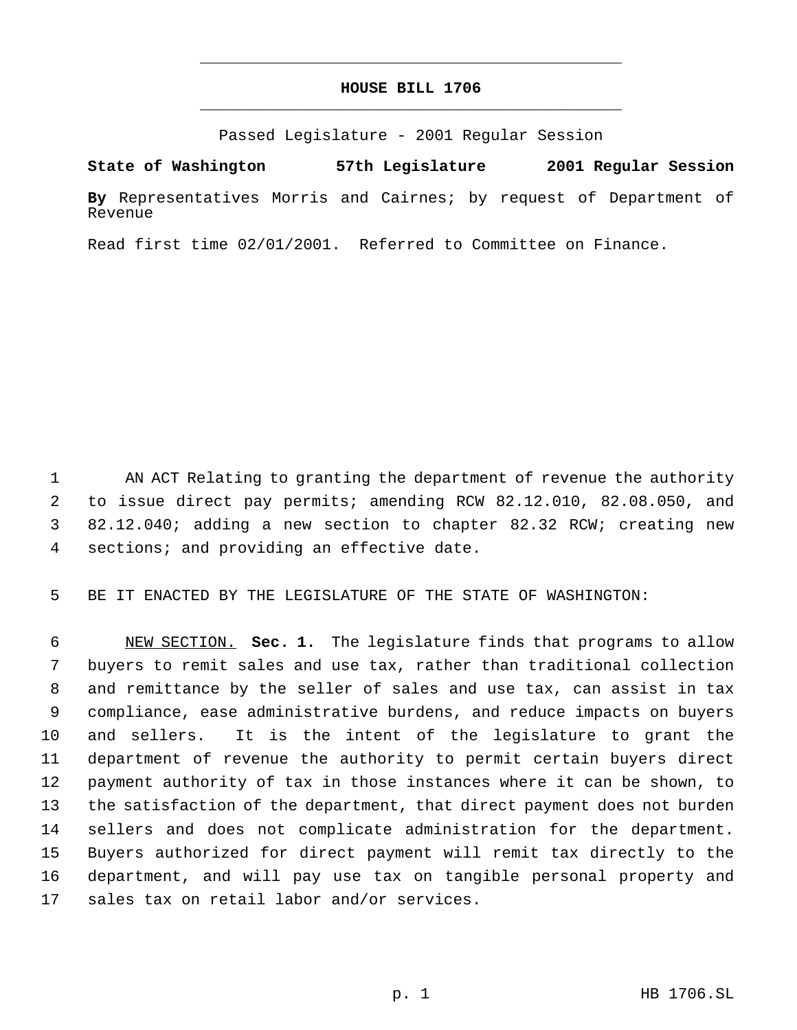# HOUSE BILL 1706

Passed Legislature - 2001 Regular Session

**State of Washington 57th Legislature 2001 Regular Session**

**By** Representatives Morris and Cairnes; by request of Department of Revenue

Read first time 02/01/2001. Referred to Committee on Finance.

AN ACT Relating to granting the department of revenue the authority to issue direct pay permits; amending RCW 82.12.010, 82.08.050, and 82.12.040; adding a new section to chapter 82.32 RCW; creating new sections; and providing an effective date.

BE IT ENACTED BY THE LEGISLATURE OF THE STATE OF WASHINGTON:

NEW SECTION. **Sec. 1.** The legislature finds that programs to allow buyers to remit sales and use tax, rather than traditional collection and remittance by the seller of sales and use tax, can assist in tax compliance, ease administrative burdens, and reduce impacts on buyers and sellers. It is the intent of the legislature to grant the department of revenue the authority to permit certain buyers direct payment authority of tax in those instances where it can be shown, to the satisfaction of the department, that direct payment does not burden sellers and does not complicate administration for the department. Buyers authorized for direct payment will remit tax directly to the department, and will pay use tax on tangible personal property and sales tax on retail labor and/or services.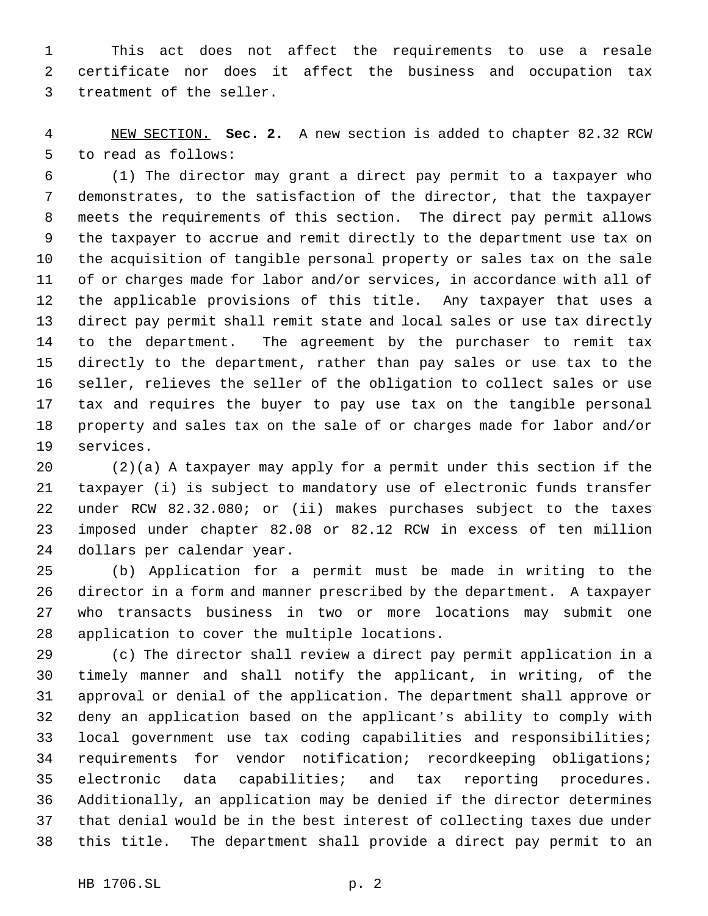This act does not affect the requirements to use a resale certificate nor does it affect the business and occupation tax treatment of the seller.

NEW SECTION. **Sec. 2.** A new section is added to chapter 82.32 RCW to read as follows:

(1) The director may grant a direct pay permit to a taxpayer who demonstrates, to the satisfaction of the director, that the taxpayer meets the requirements of this section. The direct pay permit allows the taxpayer to accrue and remit directly to the department use tax on the acquisition of tangible personal property or sales tax on the sale of or charges made for labor and/or services, in accordance with all of the applicable provisions of this title. Any taxpayer that uses a direct pay permit shall remit state and local sales or use tax directly to the department. The agreement by the purchaser to remit tax directly to the department, rather than pay sales or use tax to the seller, relieves the seller of the obligation to collect sales or use tax and requires the buyer to pay use tax on the tangible personal property and sales tax on the sale of or charges made for labor and/or services.

(2)(a) A taxpayer may apply for a permit under this section if the taxpayer (i) is subject to mandatory use of electronic funds transfer under RCW 82.32.080; or (ii) makes purchases subject to the taxes imposed under chapter 82.08 or 82.12 RCW in excess of ten million dollars per calendar year.

(b) Application for a permit must be made in writing to the director in a form and manner prescribed by the department. A taxpayer who transacts business in two or more locations may submit one application to cover the multiple locations.

(c) The director shall review a direct pay permit application in a timely manner and shall notify the applicant, in writing, of the approval or denial of the application. The department shall approve or deny an application based on the applicant's ability to comply with local government use tax coding capabilities and responsibilities; requirements for vendor notification; recordkeeping obligations; electronic data capabilities; and tax reporting procedures. Additionally, an application may be denied if the director determines that denial would be in the best interest of collecting taxes due under this title. The department shall provide a direct pay permit to an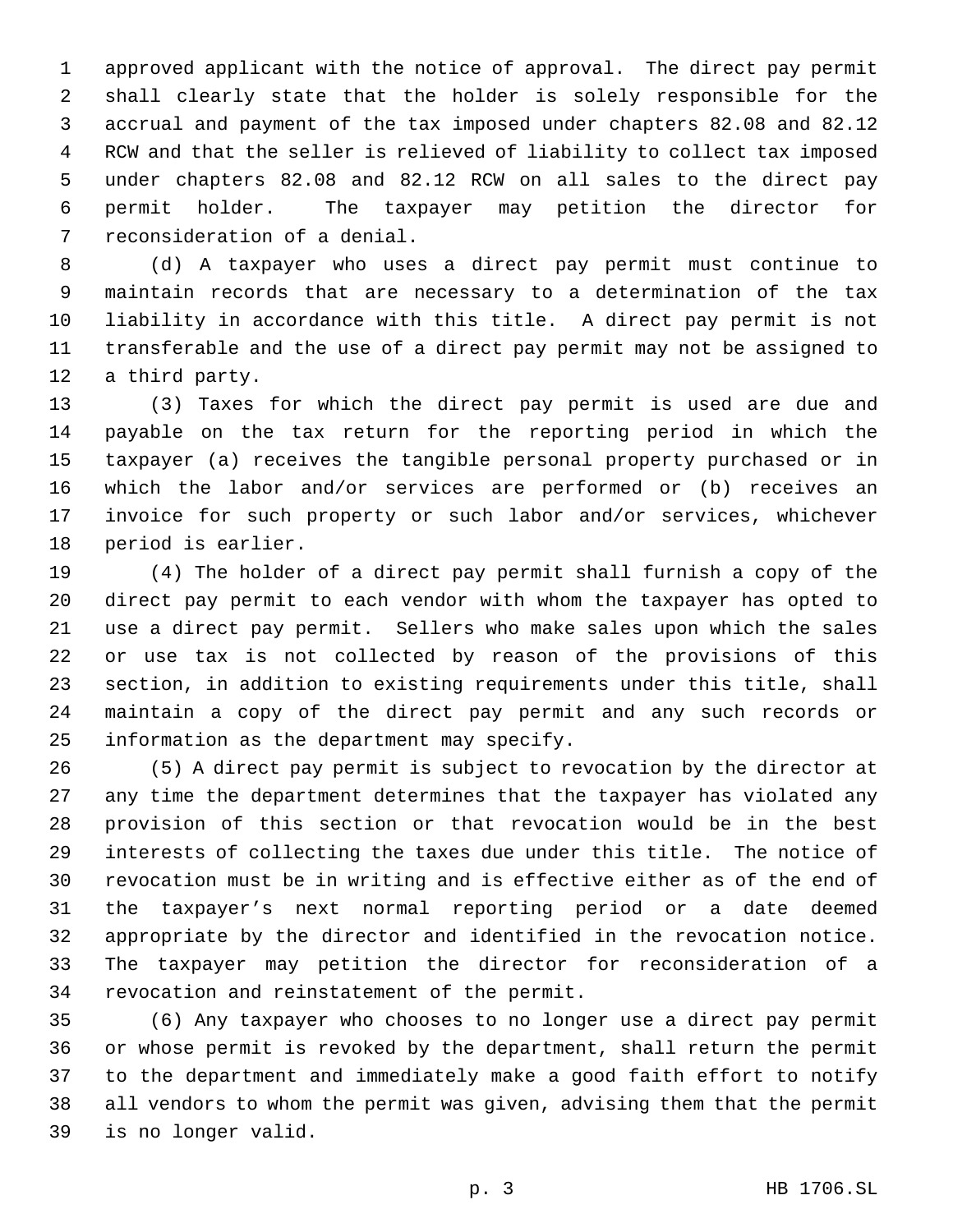approved applicant with the notice of approval. The direct pay permit shall clearly state that the holder is solely responsible for the accrual and payment of the tax imposed under chapters 82.08 and 82.12 RCW and that the seller is relieved of liability to collect tax imposed under chapters 82.08 and 82.12 RCW on all sales to the direct pay permit holder. The taxpayer may petition the director for reconsideration of a denial.

(d) A taxpayer who uses a direct pay permit must continue to maintain records that are necessary to a determination of the tax liability in accordance with this title. A direct pay permit is not transferable and the use of a direct pay permit may not be assigned to a third party.

(3) Taxes for which the direct pay permit is used are due and payable on the tax return for the reporting period in which the taxpayer (a) receives the tangible personal property purchased or in which the labor and/or services are performed or (b) receives an invoice for such property or such labor and/or services, whichever period is earlier.

(4) The holder of a direct pay permit shall furnish a copy of the direct pay permit to each vendor with whom the taxpayer has opted to use a direct pay permit. Sellers who make sales upon which the sales or use tax is not collected by reason of the provisions of this section, in addition to existing requirements under this title, shall maintain a copy of the direct pay permit and any such records or information as the department may specify.

(5) A direct pay permit is subject to revocation by the director at any time the department determines that the taxpayer has violated any provision of this section or that revocation would be in the best interests of collecting the taxes due under this title. The notice of revocation must be in writing and is effective either as of the end of the taxpayer's next normal reporting period or a date deemed appropriate by the director and identified in the revocation notice. The taxpayer may petition the director for reconsideration of a revocation and reinstatement of the permit.

(6) Any taxpayer who chooses to no longer use a direct pay permit or whose permit is revoked by the department, shall return the permit to the department and immediately make a good faith effort to notify all vendors to whom the permit was given, advising them that the permit is no longer valid.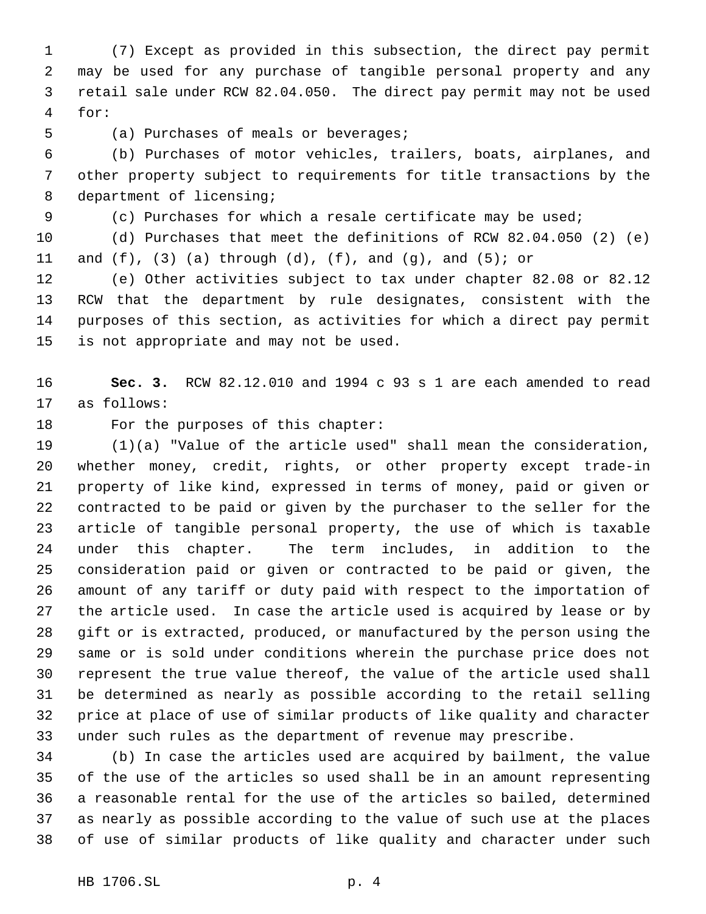(7) Except as provided in this subsection, the direct pay permit may be used for any purchase of tangible personal property and any retail sale under RCW 82.04.050. The direct pay permit may not be used for:

(a) Purchases of meals or beverages;

(b) Purchases of motor vehicles, trailers, boats, airplanes, and other property subject to requirements for title transactions by the department of licensing;

(c) Purchases for which a resale certificate may be used;

(d) Purchases that meet the definitions of RCW 82.04.050 (2) (e) and (f), (3) (a) through (d), (f), and (g), and (5); or

(e) Other activities subject to tax under chapter 82.08 or 82.12 RCW that the department by rule designates, consistent with the purposes of this section, as activities for which a direct pay permit is not appropriate and may not be used.

**Sec. 3.** RCW 82.12.010 and 1994 c 93 s 1 are each amended to read as follows:

For the purposes of this chapter:

(1)(a) "Value of the article used" shall mean the consideration, whether money, credit, rights, or other property except trade-in property of like kind, expressed in terms of money, paid or given or contracted to be paid or given by the purchaser to the seller for the article of tangible personal property, the use of which is taxable under this chapter. The term includes, in addition to the consideration paid or given or contracted to be paid or given, the amount of any tariff or duty paid with respect to the importation of the article used. In case the article used is acquired by lease or by gift or is extracted, produced, or manufactured by the person using the same or is sold under conditions wherein the purchase price does not represent the true value thereof, the value of the article used shall be determined as nearly as possible according to the retail selling price at place of use of similar products of like quality and character under such rules as the department of revenue may prescribe.

(b) In case the articles used are acquired by bailment, the value of the use of the articles so used shall be in an amount representing a reasonable rental for the use of the articles so bailed, determined as nearly as possible according to the value of such use at the places of use of similar products of like quality and character under such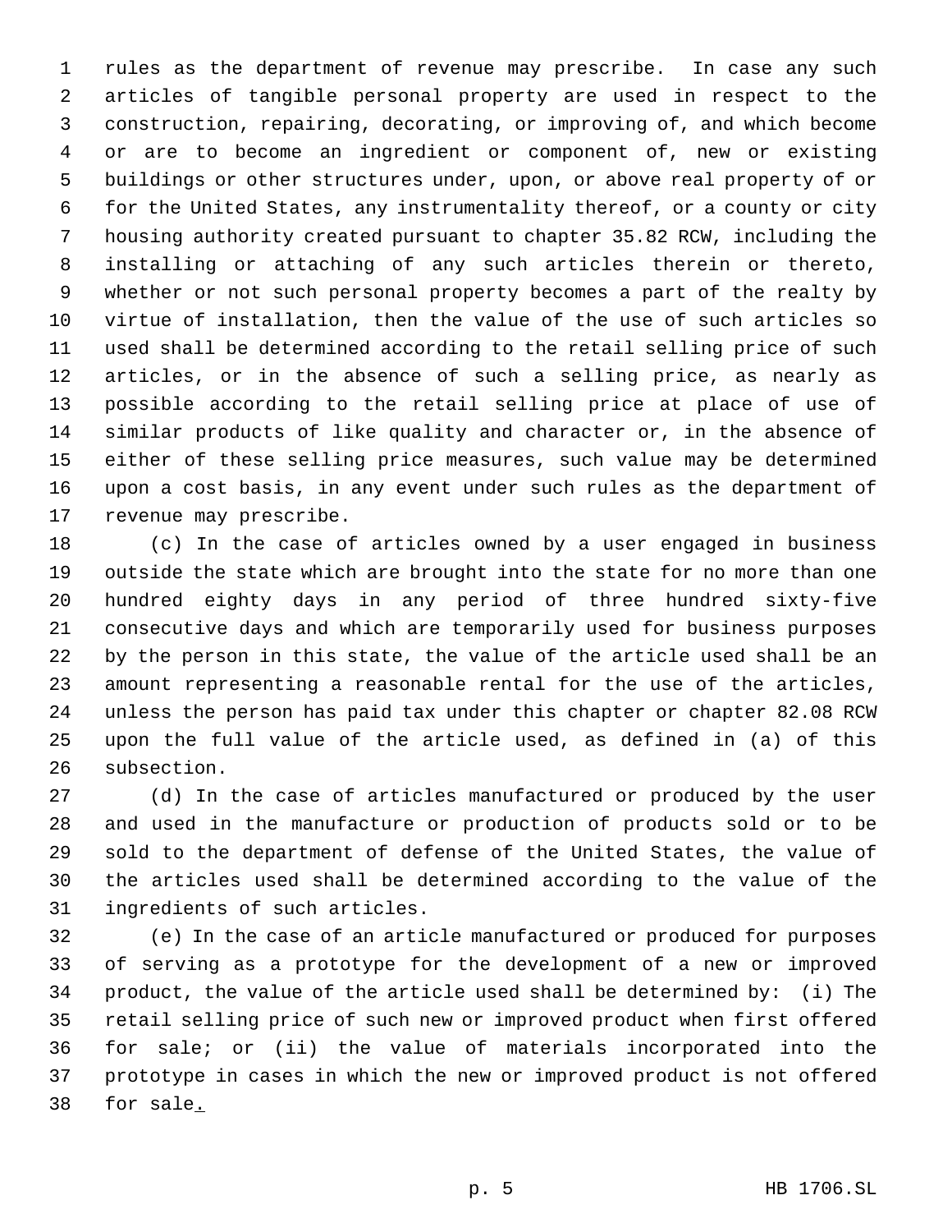rules as the department of revenue may prescribe. In case any such articles of tangible personal property are used in respect to the construction, repairing, decorating, or improving of, and which become or are to become an ingredient or component of, new or existing buildings or other structures under, upon, or above real property of or for the United States, any instrumentality thereof, or a county or city housing authority created pursuant to chapter 35.82 RCW, including the installing or attaching of any such articles therein or thereto, whether or not such personal property becomes a part of the realty by virtue of installation, then the value of the use of such articles so used shall be determined according to the retail selling price of such articles, or in the absence of such a selling price, as nearly as possible according to the retail selling price at place of use of similar products of like quality and character or, in the absence of either of these selling price measures, such value may be determined upon a cost basis, in any event under such rules as the department of revenue may prescribe.

(c) In the case of articles owned by a user engaged in business outside the state which are brought into the state for no more than one hundred eighty days in any period of three hundred sixty-five consecutive days and which are temporarily used for business purposes by the person in this state, the value of the article used shall be an amount representing a reasonable rental for the use of the articles, unless the person has paid tax under this chapter or chapter 82.08 RCW upon the full value of the article used, as defined in (a) of this subsection.

(d) In the case of articles manufactured or produced by the user and used in the manufacture or production of products sold or to be sold to the department of defense of the United States, the value of the articles used shall be determined according to the value of the ingredients of such articles.

(e) In the case of an article manufactured or produced for purposes of serving as a prototype for the development of a new or improved product, the value of the article used shall be determined by: (i) The retail selling price of such new or improved product when first offered for sale; or (ii) the value of materials incorporated into the prototype in cases in which the new or improved product is not offered for sale.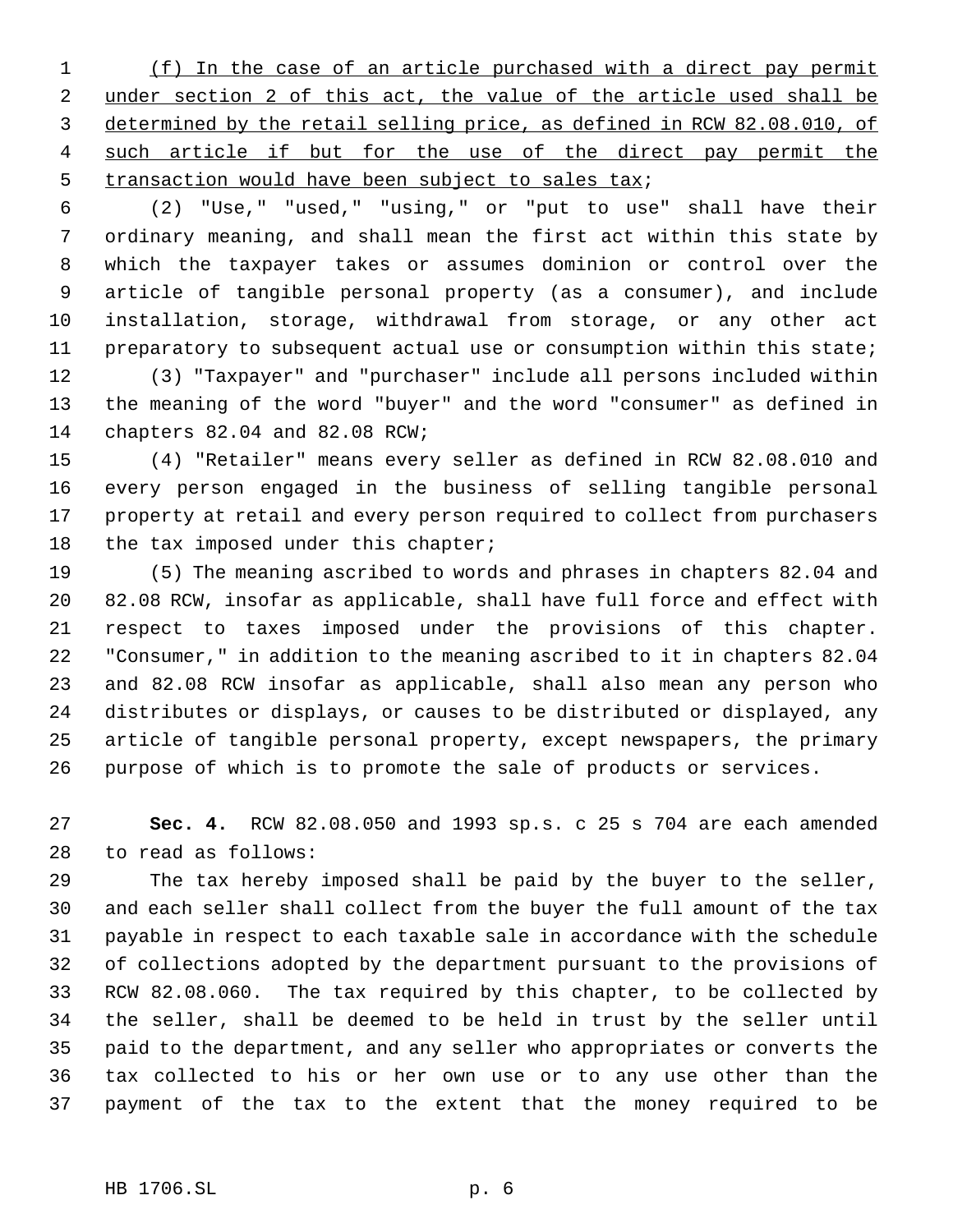(f) In the case of an article purchased with a direct pay permit under section 2 of this act, the value of the article used shall be determined by the retail selling price, as defined in RCW 82.08.010, of such article if but for the use of the direct pay permit the transaction would have been subject to sales tax;

(2) "Use," "used," "using," or "put to use" shall have their ordinary meaning, and shall mean the first act within this state by which the taxpayer takes or assumes dominion or control over the article of tangible personal property (as a consumer), and include installation, storage, withdrawal from storage, or any other act preparatory to subsequent actual use or consumption within this state;

(3) "Taxpayer" and "purchaser" include all persons included within the meaning of the word "buyer" and the word "consumer" as defined in chapters 82.04 and 82.08 RCW;

(4) "Retailer" means every seller as defined in RCW 82.08.010 and every person engaged in the business of selling tangible personal property at retail and every person required to collect from purchasers the tax imposed under this chapter;

(5) The meaning ascribed to words and phrases in chapters 82.04 and 82.08 RCW, insofar as applicable, shall have full force and effect with respect to taxes imposed under the provisions of this chapter. "Consumer," in addition to the meaning ascribed to it in chapters 82.04 and 82.08 RCW insofar as applicable, shall also mean any person who distributes or displays, or causes to be distributed or displayed, any article of tangible personal property, except newspapers, the primary purpose of which is to promote the sale of products or services.

**Sec. 4.** RCW 82.08.050 and 1993 sp.s. c 25 s 704 are each amended to read as follows:

The tax hereby imposed shall be paid by the buyer to the seller, and each seller shall collect from the buyer the full amount of the tax payable in respect to each taxable sale in accordance with the schedule of collections adopted by the department pursuant to the provisions of RCW 82.08.060. The tax required by this chapter, to be collected by the seller, shall be deemed to be held in trust by the seller until paid to the department, and any seller who appropriates or converts the tax collected to his or her own use or to any use other than the payment of the tax to the extent that the money required to be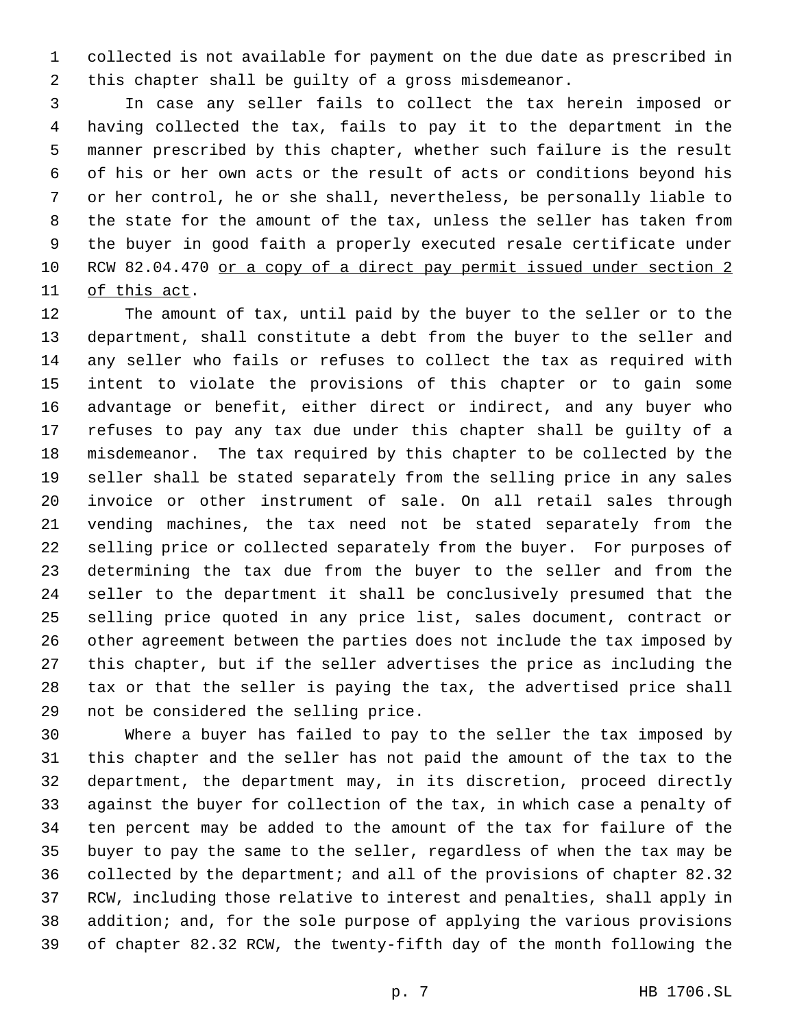collected is not available for payment on the due date as prescribed in this chapter shall be guilty of a gross misdemeanor.

In case any seller fails to collect the tax herein imposed or having collected the tax, fails to pay it to the department in the manner prescribed by this chapter, whether such failure is the result of his or her own acts or the result of acts or conditions beyond his or her control, he or she shall, nevertheless, be personally liable to the state for the amount of the tax, unless the seller has taken from the buyer in good faith a properly executed resale certificate under RCW 82.04.470 <u>or a copy of a direct pay permit issued under section 2 of this act</u>.

The amount of tax, until paid by the buyer to the seller or to the department, shall constitute a debt from the buyer to the seller and any seller who fails or refuses to collect the tax as required with intent to violate the provisions of this chapter or to gain some advantage or benefit, either direct or indirect, and any buyer who refuses to pay any tax due under this chapter shall be guilty of a misdemeanor. The tax required by this chapter to be collected by the seller shall be stated separately from the selling price in any sales invoice or other instrument of sale. On all retail sales through vending machines, the tax need not be stated separately from the selling price or collected separately from the buyer. For purposes of determining the tax due from the buyer to the seller and from the seller to the department it shall be conclusively presumed that the selling price quoted in any price list, sales document, contract or other agreement between the parties does not include the tax imposed by this chapter, but if the seller advertises the price as including the tax or that the seller is paying the tax, the advertised price shall not be considered the selling price.

Where a buyer has failed to pay to the seller the tax imposed by this chapter and the seller has not paid the amount of the tax to the department, the department may, in its discretion, proceed directly against the buyer for collection of the tax, in which case a penalty of ten percent may be added to the amount of the tax for failure of the buyer to pay the same to the seller, regardless of when the tax may be collected by the department; and all of the provisions of chapter 82.32 RCW, including those relative to interest and penalties, shall apply in addition; and, for the sole purpose of applying the various provisions of chapter 82.32 RCW, the twenty-fifth day of the month following the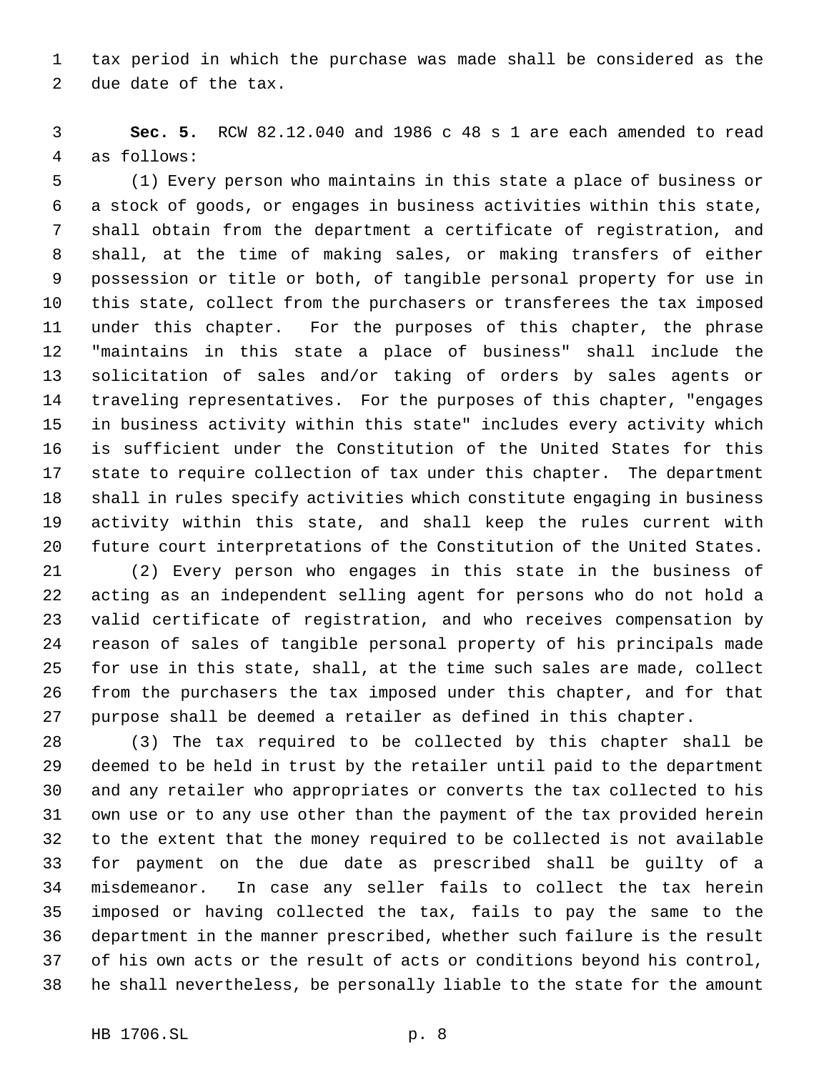tax period in which the purchase was made shall be considered as the due date of the tax.

**Sec. 5.** RCW 82.12.040 and 1986 c 48 s 1 are each amended to read as follows:

(1) Every person who maintains in this state a place of business or a stock of goods, or engages in business activities within this state, shall obtain from the department a certificate of registration, and shall, at the time of making sales, or making transfers of either possession or title or both, of tangible personal property for use in this state, collect from the purchasers or transferees the tax imposed under this chapter. For the purposes of this chapter, the phrase "maintains in this state a place of business" shall include the solicitation of sales and/or taking of orders by sales agents or traveling representatives. For the purposes of this chapter, "engages in business activity within this state" includes every activity which is sufficient under the Constitution of the United States for this state to require collection of tax under this chapter. The department shall in rules specify activities which constitute engaging in business activity within this state, and shall keep the rules current with future court interpretations of the Constitution of the United States.

(2) Every person who engages in this state in the business of acting as an independent selling agent for persons who do not hold a valid certificate of registration, and who receives compensation by reason of sales of tangible personal property of his principals made for use in this state, shall, at the time such sales are made, collect from the purchasers the tax imposed under this chapter, and for that purpose shall be deemed a retailer as defined in this chapter.

(3) The tax required to be collected by this chapter shall be deemed to be held in trust by the retailer until paid to the department and any retailer who appropriates or converts the tax collected to his own use or to any use other than the payment of the tax provided herein to the extent that the money required to be collected is not available for payment on the due date as prescribed shall be guilty of a misdemeanor. In case any seller fails to collect the tax herein imposed or having collected the tax, fails to pay the same to the department in the manner prescribed, whether such failure is the result of his own acts or the result of acts or conditions beyond his control, he shall nevertheless, be personally liable to the state for the amount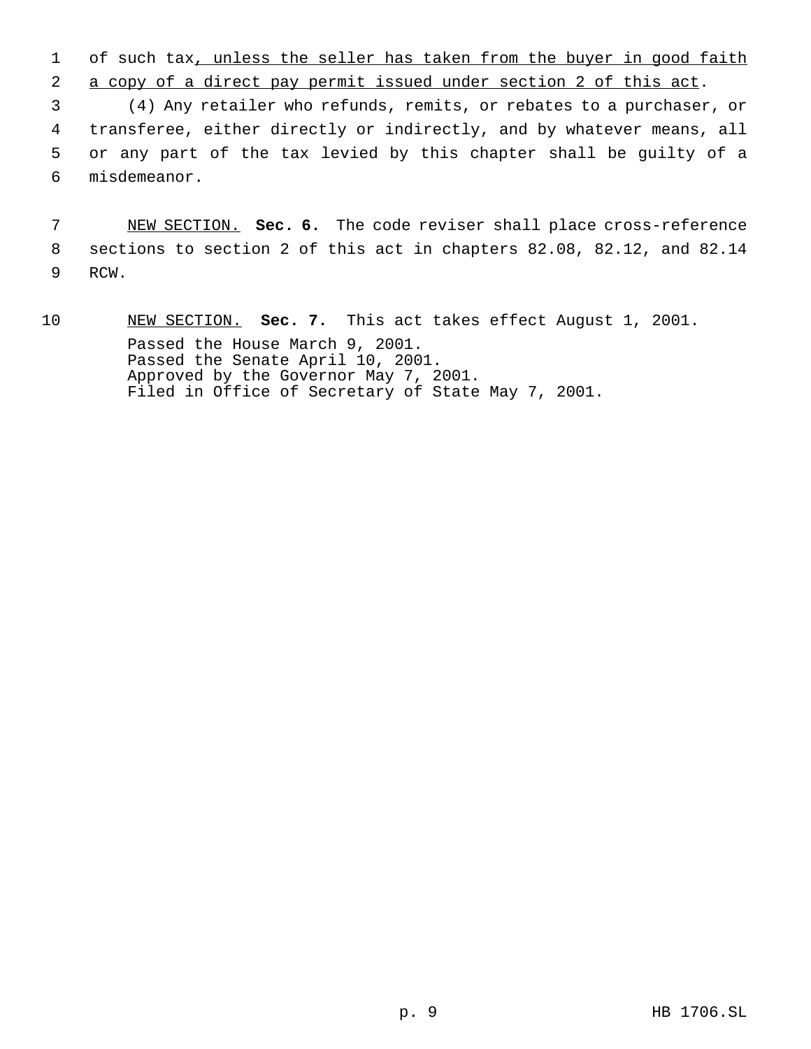of such tax, unless the seller has taken from the buyer in good faith a copy of a direct pay permit issued under section 2 of this act.

(4) Any retailer who refunds, remits, or rebates to a purchaser, or transferee, either directly or indirectly, and by whatever means, all or any part of the tax levied by this chapter shall be guilty of a misdemeanor.

NEW SECTION. **Sec. 6.** The code reviser shall place cross-reference sections to section 2 of this act in chapters 82.08, 82.12, and 82.14 RCW.

NEW SECTION. **Sec. 7.** This act takes effect August 1, 2001.

Passed the House March 9, 2001.
Passed the Senate April 10, 2001.
Approved by the Governor May 7, 2001.
Filed in Office of Secretary of State May 7, 2001.